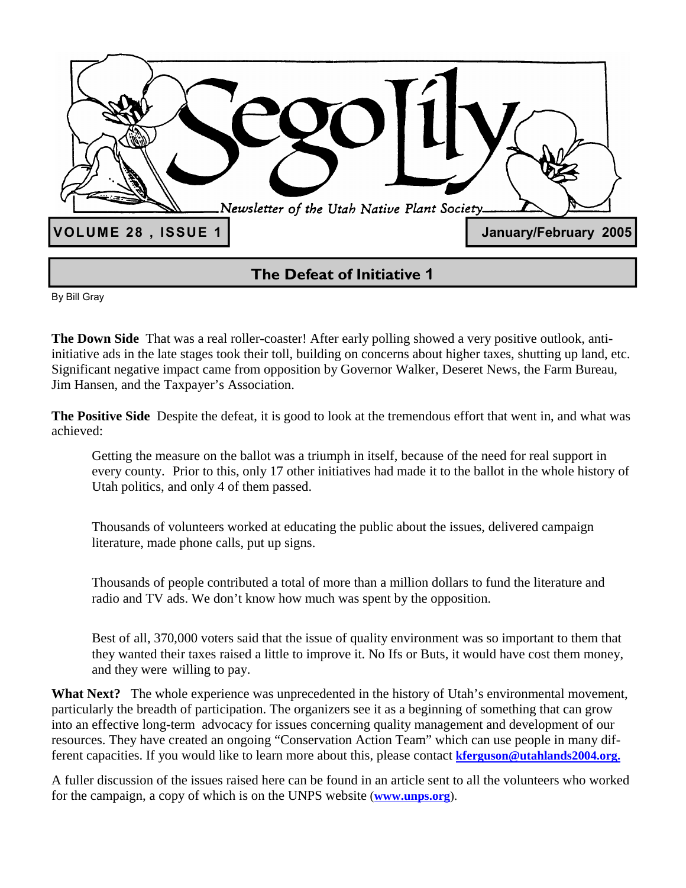# Sego Lily

*Newsletter of the Utah Native Plant Society*

**VOLUME 28 , ISSUE 1** | **January/February 2005**

## The Defeat of Initiative 1

By Bill Gray

**The Down Side** That was a real roller-coaster! After early polling showed a very positive outlook, anti-initiative ads in the late stages took their toll, building on concerns about higher taxes, shutting up land, etc. Significant negative impact came from opposition by Governor Walker, Deseret News, the Farm Bureau, Jim Hansen, and the Taxpayer's Association.

**The Positive Side** Despite the defeat, it is good to look at the tremendous effort that went in, and what was achieved:

> Getting the measure on the ballot was a triumph in itself, because of the need for real support in every county. Prior to this, only 17 other initiatives had made it to the ballot in the whole history of Utah politics, and only 4 of them passed.
>
> Thousands of volunteers worked at educating the public about the issues, delivered campaign literature, made phone calls, put up signs.
>
> Thousands of people contributed a total of more than a million dollars to fund the literature and radio and TV ads. We don't know how much was spent by the opposition.
>
> Best of all, 370,000 voters said that the issue of quality environment was so important to them that they wanted their taxes raised a little to improve it. No Ifs or Buts, it would have cost them money, and they were willing to pay.

**What Next?** The whole experience was unprecedented in the history of Utah's environmental movement, particularly the breadth of participation. The organizers see it as a beginning of something that can grow into an effective long-term advocacy for issues concerning quality management and development of our resources. They have created an ongoing "Conservation Action Team" which can use people in many different capacities. If you would like to learn more about this, please contact **kferguson@utahlands2004.org.**

A fuller discussion of the issues raised here can be found in an article sent to all the volunteers who worked for the campaign, a copy of which is on the UNPS website (**www.unps.org**).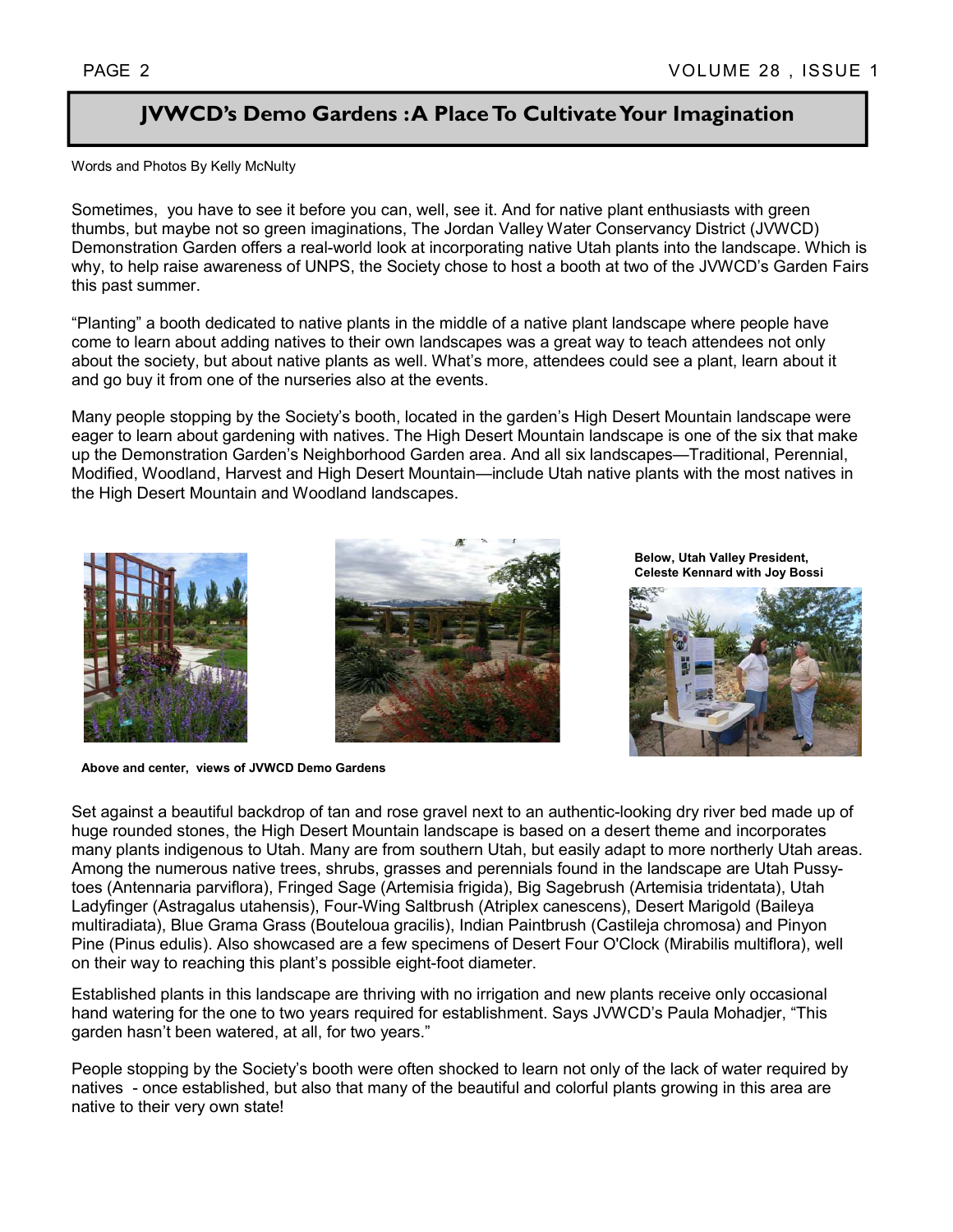# JVWCD's Demo Gardens :A Place To Cultivate Your Imagination

Words and Photos By Kelly McNulty

Sometimes, you have to see it before you can, well, see it. And for native plant enthusiasts with green thumbs, but maybe not so green imaginations, The Jordan Valley Water Conservancy District (JVWCD) Demonstration Garden offers a real-world look at incorporating native Utah plants into the landscape. Which is why, to help raise awareness of UNPS, the Society chose to host a booth at two of the JVWCD's Garden Fairs this past summer.

"Planting" a booth dedicated to native plants in the middle of a native plant landscape where people have come to learn about adding natives to their own landscapes was a great way to teach attendees not only about the society, but about native plants as well. What's more, attendees could see a plant, learn about it and go buy it from one of the nurseries also at the events.

Many people stopping by the Society's booth, located in the garden's High Desert Mountain landscape were eager to learn about gardening with natives. The High Desert Mountain landscape is one of the six that make up the Demonstration Garden's Neighborhood Garden area. And all six landscapes—Traditional, Perennial, Modified, Woodland, Harvest and High Desert Mountain—include Utah native plants with the most natives in the High Desert Mountain and Woodland landscapes.

**Below, Utah Valley President, Celeste Kennard with Joy Bossi**

**Above and center, views of JVWCD Demo Gardens**

Set against a beautiful backdrop of tan and rose gravel next to an authentic-looking dry river bed made up of huge rounded stones, the High Desert Mountain landscape is based on a desert theme and incorporates many plants indigenous to Utah. Many are from southern Utah, but easily adapt to more northerly Utah areas. Among the numerous native trees, shrubs, grasses and perennials found in the landscape are Utah Pussy-toes (Antennaria parviflora), Fringed Sage (Artemisia frigida), Big Sagebrush (Artemisia tridentata), Utah Ladyfinger (Astragalus utahensis), Four-Wing Saltbrush (Atriplex canescens), Desert Marigold (Baileya multiradiata), Blue Grama Grass (Bouteloua gracilis), Indian Paintbrush (Castileja chromosa) and Pinyon Pine (Pinus edulis). Also showcased are a few specimens of Desert Four O'Clock (Mirabilis multiflora), well on their way to reaching this plant's possible eight-foot diameter.

Established plants in this landscape are thriving with no irrigation and new plants receive only occasional hand watering for the one to two years required for establishment. Says JVWCD's Paula Mohadjer, "This garden hasn't been watered, at all, for two years."

People stopping by the Society's booth were often shocked to learn not only of the lack of water required by natives - once established, but also that many of the beautiful and colorful plants growing in this area are native to their very own state!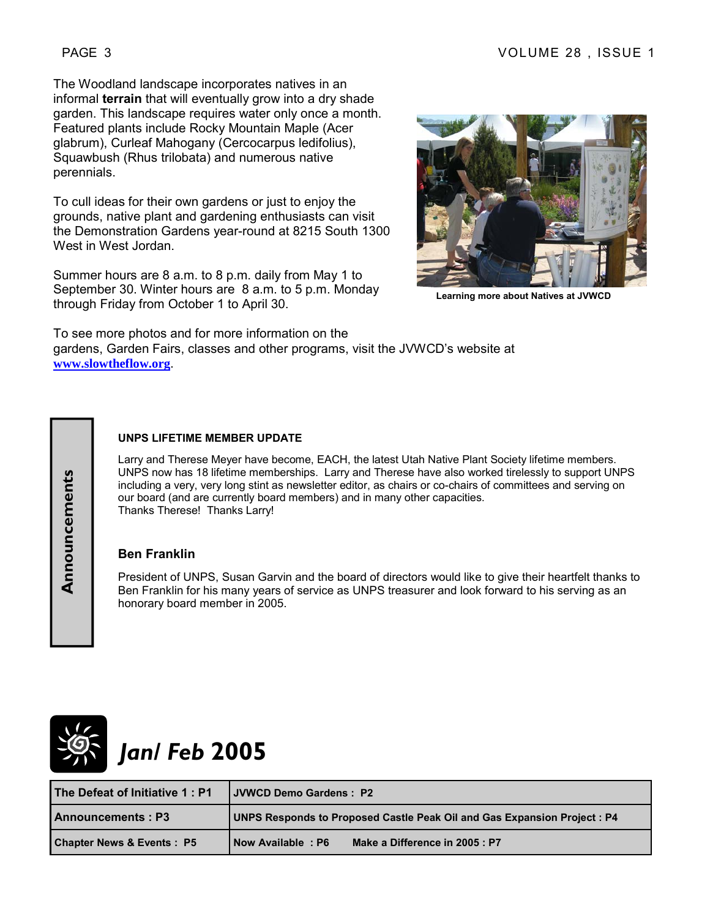The Woodland landscape incorporates natives in an informal **terrain** that will eventually grow into a dry shade garden. This landscape requires water only once a month. Featured plants include Rocky Mountain Maple (Acer glabrum), Curleaf Mahogany (Cercocarpus ledifolius), Squawbush (Rhus trilobata) and numerous native perennials.

To cull ideas for their own gardens or just to enjoy the grounds, native plant and gardening enthusiasts can visit the Demonstration Gardens year-round at 8215 South 1300 West in West Jordan.

Summer hours are 8 a.m. to 8 p.m. daily from May 1 to September 30. Winter hours are 8 a.m. to 5 p.m. Monday through Friday from October 1 to April 30.

**Learning more about Natives at JVWCD**

To see more photos and for more information on the gardens, Garden Fairs, classes and other programs, visit the JVWCD's website at [www.slowtheflow.org](http://www.slowtheflow.org).

## Announcements

### UNPS LIFETIME MEMBER UPDATE

Larry and Therese Meyer have become, EACH, the latest Utah Native Plant Society lifetime members. UNPS now has 18 lifetime memberships. Larry and Therese have also worked tirelessly to support UNPS including a very, very long stint as newsletter editor, as chairs or co-chairs of committees and serving on our board (and are currently board members) and in many other capacities.
Thanks Therese! Thanks Larry!

### Ben Franklin

President of UNPS, Susan Garvin and the board of directors would like to give their heartfelt thanks to Ben Franklin for his many years of service as UNPS treasurer and look forward to his serving as an honorary board member in 2005.

## *Jan/ Feb* 2005

| | |
|---|---|
| The Defeat of Initiative 1 : P1 | JVWCD Demo Gardens : P2 |
| Announcements : P3 | UNPS Responds to Proposed Castle Peak Oil and Gas Expansion Project : P4 |
| Chapter News & Events : P5 | Now Available : P6 &nbsp;&nbsp;&nbsp; Make a Difference in 2005 : P7 |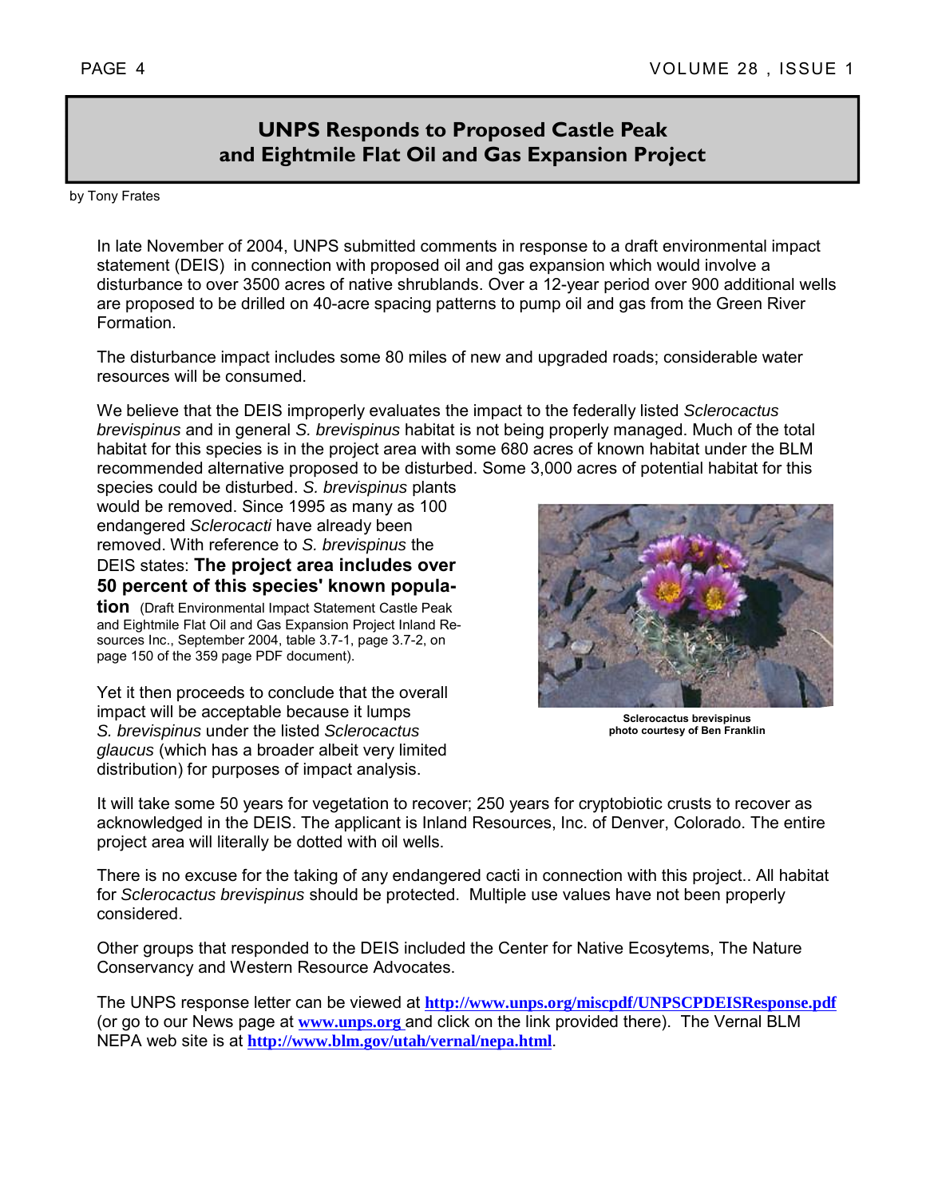# UNPS Responds to Proposed Castle Peak and Eightmile Flat Oil and Gas Expansion Project

by Tony Frates

In late November of 2004, UNPS submitted comments in response to a draft environmental impact statement (DEIS) in connection with proposed oil and gas expansion which would involve a disturbance to over 3500 acres of native shrublands. Over a 12-year period over 900 additional wells are proposed to be drilled on 40-acre spacing patterns to pump oil and gas from the Green River Formation.

The disturbance impact includes some 80 miles of new and upgraded roads; considerable water resources will be consumed.

We believe that the DEIS improperly evaluates the impact to the federally listed *Sclerocactus brevispinus* and in general *S. brevispinus* habitat is not being properly managed. Much of the total habitat for this species is in the project area with some 680 acres of known habitat under the BLM recommended alternative proposed to be disturbed. Some 3,000 acres of potential habitat for this species could be disturbed. *S. brevispinus* plants would be removed. Since 1995 as many as 100 endangered *Sclerocacti* have already been removed. With reference to *S. brevispinus* the DEIS states: **The project area includes over 50 percent of this species' known population** (Draft Environmental Impact Statement Castle Peak and Eightmile Flat Oil and Gas Expansion Project Inland Resources Inc., September 2004, table 3.7-1, page 3.7-2, on page 150 of the 359 page PDF document).

Yet it then proceeds to conclude that the overall impact will be acceptable because it lumps *S. brevispinus* under the listed *Sclerocactus glaucus* (which has a broader albeit very limited distribution) for purposes of impact analysis.

**Sclerocactus brevispinus**
**photo courtesy of Ben Franklin**

It will take some 50 years for vegetation to recover; 250 years for cryptobiotic crusts to recover as acknowledged in the DEIS. The applicant is Inland Resources, Inc. of Denver, Colorado. The entire project area will literally be dotted with oil wells.

There is no excuse for the taking of any endangered cacti in connection with this project.. All habitat for *Sclerocactus brevispinus* should be protected. Multiple use values have not been properly considered.

Other groups that responded to the DEIS included the Center for Native Ecosytems, The Nature Conservancy and Western Resource Advocates.

The UNPS response letter can be viewed at **http://www.unps.org/miscpdf/UNPSCPDEISResponse.pdf** (or go to our News page at **www.unps.org** and click on the link provided there). The Vernal BLM NEPA web site is at **http://www.blm.gov/utah/vernal/nepa.html**.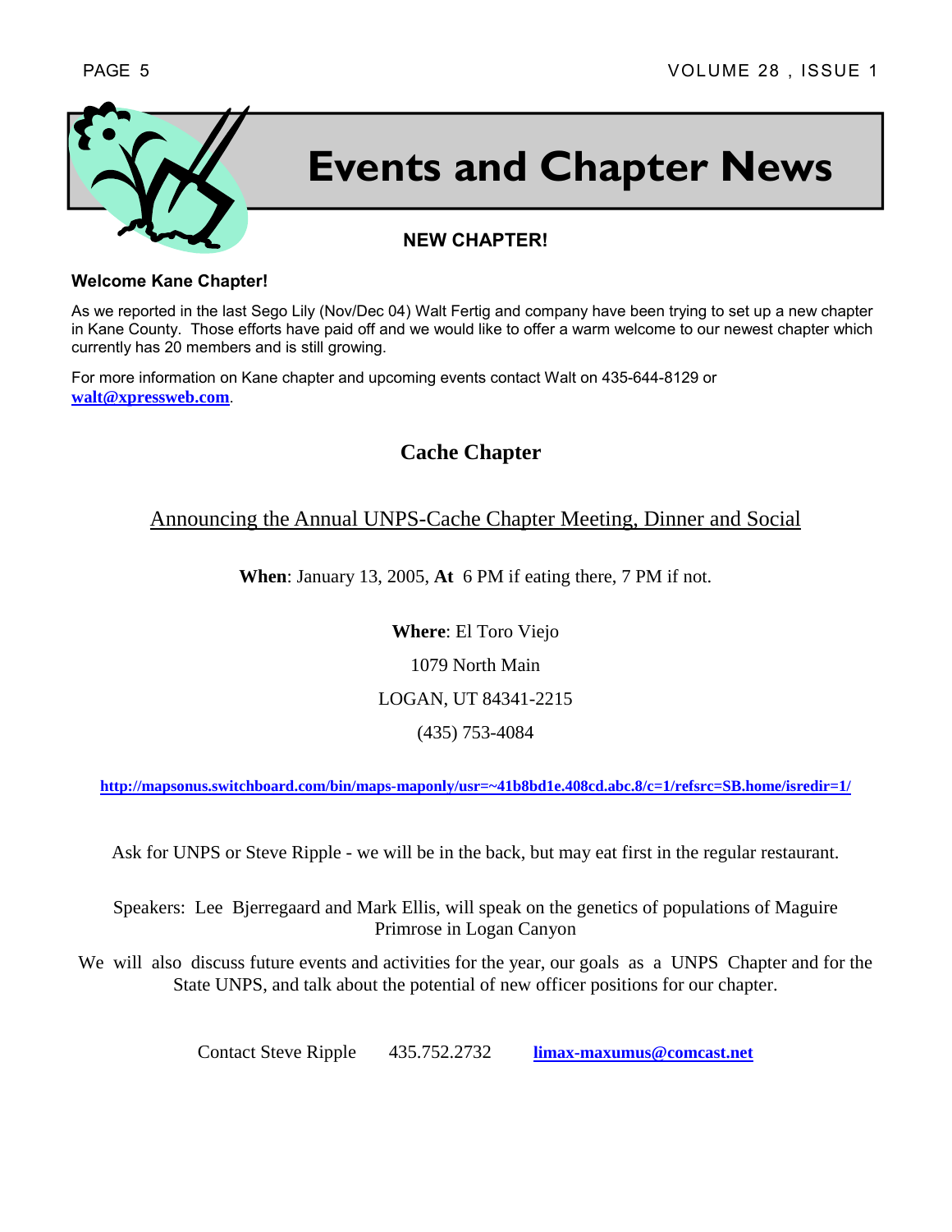# Events and Chapter News

## NEW CHAPTER!

**Welcome Kane Chapter!**

As we reported in the last Sego Lily (Nov/Dec 04) Walt Fertig and company have been trying to set up a new chapter in Kane County. Those efforts have paid off and we would like to offer a warm welcome to our newest chapter which currently has 20 members and is still growing.

For more information on Kane chapter and upcoming events contact Walt on 435-644-8129 or **walt@xpressweb.com**.

## Cache Chapter

Announcing the Annual UNPS-Cache Chapter Meeting, Dinner and Social

**When**: January 13, 2005, **At** 6 PM if eating there, 7 PM if not.

**Where**: El Toro Viejo

1079 North Main

LOGAN, UT 84341-2215

(435) 753-4084

**http://mapsonus.switchboard.com/bin/maps-maponly/usr=~41b8bd1e.408cd.abc.8/c=1/refsrc=SB.home/isredir=1/**

Ask for UNPS or Steve Ripple - we will be in the back, but may eat first in the regular restaurant.

Speakers: Lee Bjerregaard and Mark Ellis, will speak on the genetics of populations of Maguire Primrose in Logan Canyon

We will also discuss future events and activities for the year, our goals as a UNPS Chapter and for the State UNPS, and talk about the potential of new officer positions for our chapter.

Contact Steve Ripple 435.752.2732 **limax-maxumus@comcast.net**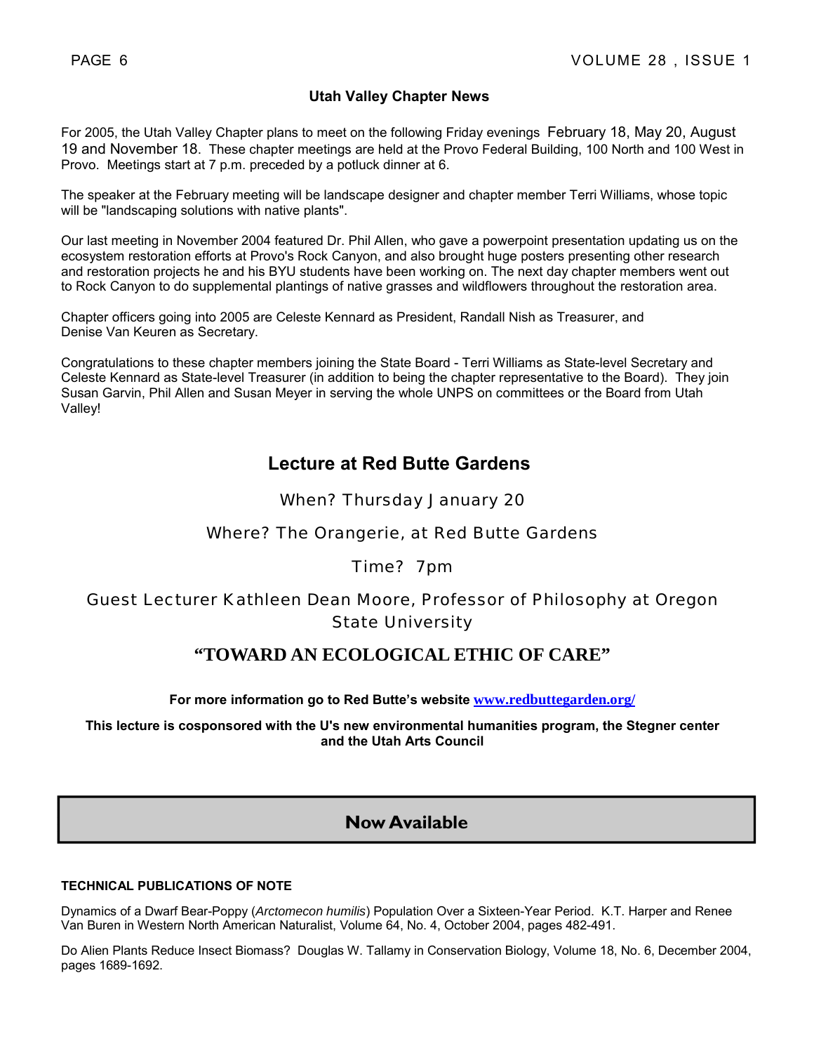## Utah Valley Chapter News

For 2005, the Utah Valley Chapter plans to meet on the following Friday evenings February 18, May 20, August 19 and November 18. These chapter meetings are held at the Provo Federal Building, 100 North and 100 West in Provo. Meetings start at 7 p.m. preceded by a potluck dinner at 6.

The speaker at the February meeting will be landscape designer and chapter member Terri Williams, whose topic will be "landscaping solutions with native plants".

Our last meeting in November 2004 featured Dr. Phil Allen, who gave a powerpoint presentation updating us on the ecosystem restoration efforts at Provo's Rock Canyon, and also brought huge posters presenting other research and restoration projects he and his BYU students have been working on. The next day chapter members went out to Rock Canyon to do supplemental plantings of native grasses and wildflowers throughout the restoration area.

Chapter officers going into 2005 are Celeste Kennard as President, Randall Nish as Treasurer, and Denise Van Keuren as Secretary.

Congratulations to these chapter members joining the State Board - Terri Williams as State-level Secretary and Celeste Kennard as State-level Treasurer (in addition to being the chapter representative to the Board). They join Susan Garvin, Phil Allen and Susan Meyer in serving the whole UNPS on committees or the Board from Utah Valley!

## Lecture at Red Butte Gardens

When? Thursday January 20

Where? The Orangerie, at Red Butte Gardens

Time? 7pm

Guest Lecturer Kathleen Dean Moore, Professor of Philosophy at Oregon State University

### "TOWARD AN ECOLOGICAL ETHIC OF CARE"

**For more information go to Red Butte's website [www.redbuttegarden.org/](http://www.redbuttegarden.org/)**

**This lecture is cosponsored with the U's new environmental humanities program, the Stegner center and the Utah Arts Council**

## Now Available

**TECHNICAL PUBLICATIONS OF NOTE**

Dynamics of a Dwarf Bear-Poppy (*Arctomecon humilis*) Population Over a Sixteen-Year Period. K.T. Harper and Renee Van Buren in Western North American Naturalist, Volume 64, No. 4, October 2004, pages 482-491.

Do Alien Plants Reduce Insect Biomass? Douglas W. Tallamy in Conservation Biology, Volume 18, No. 6, December 2004, pages 1689-1692.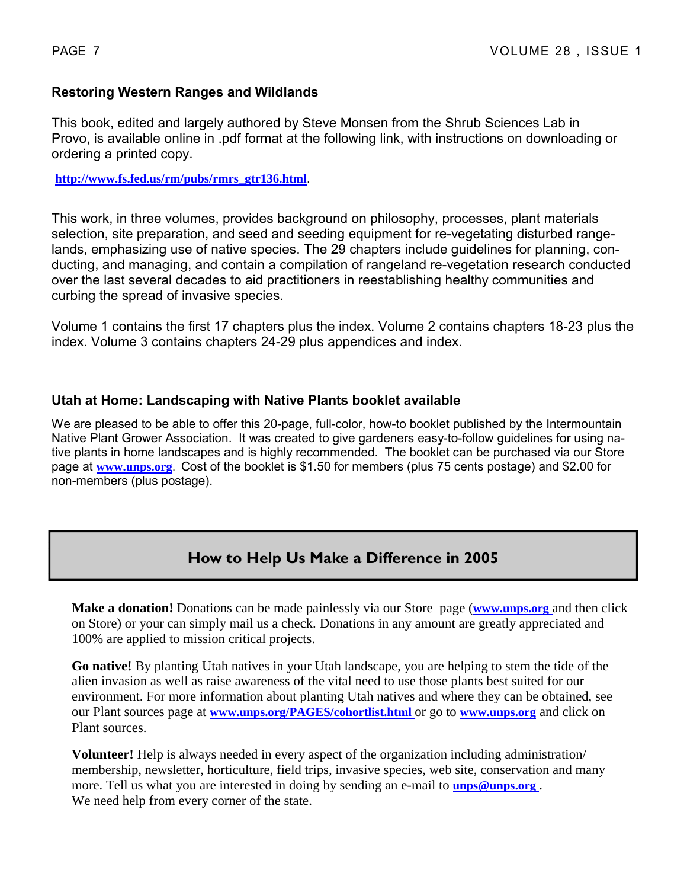## Restoring Western Ranges and Wildlands

This book, edited and largely authored by Steve Monsen from the Shrub Sciences Lab in Provo, is available online in .pdf format at the following link, with instructions on downloading or ordering a printed copy.

**http://www.fs.fed.us/rm/pubs/rmrs_gtr136.html**.

This work, in three volumes, provides background on philosophy, processes, plant materials selection, site preparation, and seed and seeding equipment for re-vegetating disturbed rangelands, emphasizing use of native species. The 29 chapters include guidelines for planning, conducting, and managing, and contain a compilation of rangeland re-vegetation research conducted over the last several decades to aid practitioners in reestablishing healthy communities and curbing the spread of invasive species.

Volume 1 contains the first 17 chapters plus the index. Volume 2 contains chapters 18-23 plus the index. Volume 3 contains chapters 24-29 plus appendices and index.

## Utah at Home: Landscaping with Native Plants booklet available

We are pleased to be able to offer this 20-page, full-color, how-to booklet published by the Intermountain Native Plant Grower Association. It was created to give gardeners easy-to-follow guidelines for using native plants in home landscapes and is highly recommended. The booklet can be purchased via our Store page at **www.unps.org**. Cost of the booklet is $1.50 for members (plus 75 cents postage) and $2.00 for non-members (plus postage).

## How to Help Us Make a Difference in 2005

**Make a donation!** Donations can be made painlessly via our Store page (**www.unps.org** and then click on Store) or your can simply mail us a check. Donations in any amount are greatly appreciated and 100% are applied to mission critical projects.

**Go native!** By planting Utah natives in your Utah landscape, you are helping to stem the tide of the alien invasion as well as raise awareness of the vital need to use those plants best suited for our environment. For more information about planting Utah natives and where they can be obtained, see our Plant sources page at **www.unps.org/PAGES/cohortlist.html** or go to **www.unps.org** and click on Plant sources.

**Volunteer!** Help is always needed in every aspect of the organization including administration/membership, newsletter, horticulture, field trips, invasive species, web site, conservation and many more. Tell us what you are interested in doing by sending an e-mail to **unps@unps.org** .
We need help from every corner of the state.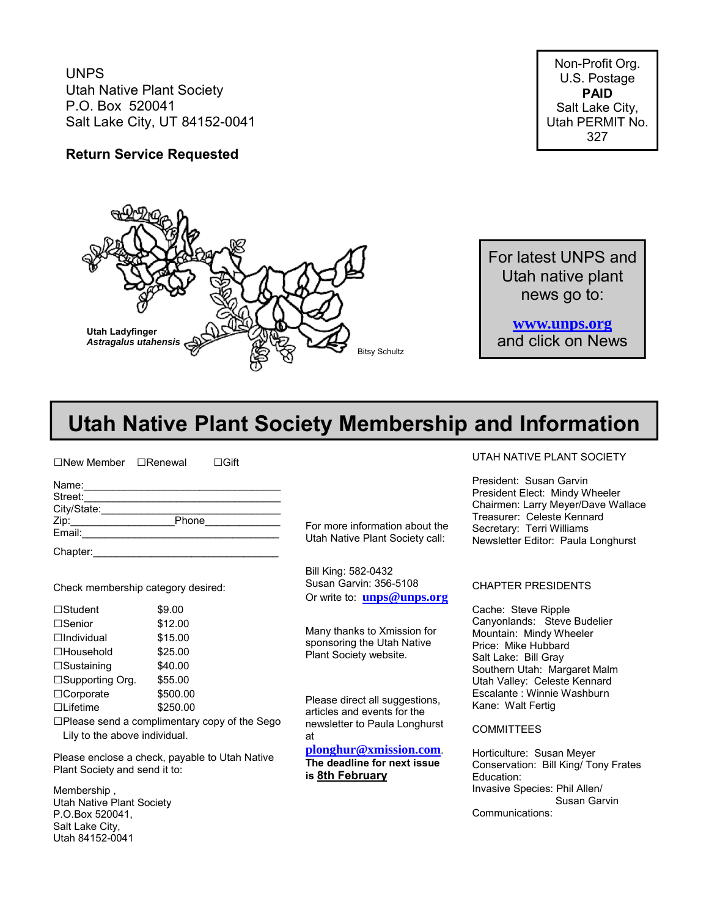UNPS
Utah Native Plant Society
P.O. Box 520041
Salt Lake City, UT 84152-0041

**Return Service Requested**

Non-Profit Org.
U.S. Postage
**PAID**
Salt Lake City,
Utah PERMIT No.
327

**Utah Ladyfinger**
***Astragalus utahensis***

Bitsy Schultz

For latest UNPS and Utah native plant news go to:

**www.unps.org**
and click on News

# Utah Native Plant Society Membership and Information

☐New Member ☐Renewal ☐Gift

Name:_________________________________
Street:_________________________________
City/State:______________________________
Zip:________________Phone____________
Email:_________________________________

Chapter:________________________________

Check membership category desired:

| | |
|---|---|
| ☐Student | $9.00 |
| ☐Senior | $12.00 |
| ☐Individual | $15.00 |
| ☐Household | $25.00 |
| ☐Sustaining | $40.00 |
| ☐Supporting Org. | $55.00 |
| ☐Corporate | $500.00 |
| ☐Lifetime | $250.00 |

☐Please send a complimentary copy of the Sego Lily to the above individual.

Please enclose a check, payable to Utah Native Plant Society and send it to:

Membership ,
Utah Native Plant Society
P.O.Box 520041,
Salt Lake City,
Utah 84152-0041

For more information about the Utah Native Plant Society call:

Bill King: 582-0432
Susan Garvin: 356-5108
Or write to: **unps@unps.org**

Many thanks to Xmission for sponsoring the Utah Native Plant Society website.

Please direct all suggestions, articles and events for the newsletter to Paula Longhurst at **plonghur@xmission.com**.
**The deadline for next issue is 8th February**

UTAH NATIVE PLANT SOCIETY

President: Susan Garvin
President Elect: Mindy Wheeler
Chairmen: Larry Meyer/Dave Wallace
Treasurer: Celeste Kennard
Secretary: Terri Williams
Newsletter Editor: Paula Longhurst

CHAPTER PRESIDENTS

Cache: Steve Ripple
Canyonlands: Steve Budelier
Mountain: Mindy Wheeler
Price: Mike Hubbard
Salt Lake: Bill Gray
Southern Utah: Margaret Malm
Utah Valley: Celeste Kennard
Escalante : Winnie Washburn
Kane: Walt Fertig

COMMITTEES

Horticulture: Susan Meyer
Conservation: Bill King/ Tony Frates
Education:
Invasive Species: Phil Allen/ Susan Garvin
Communications: